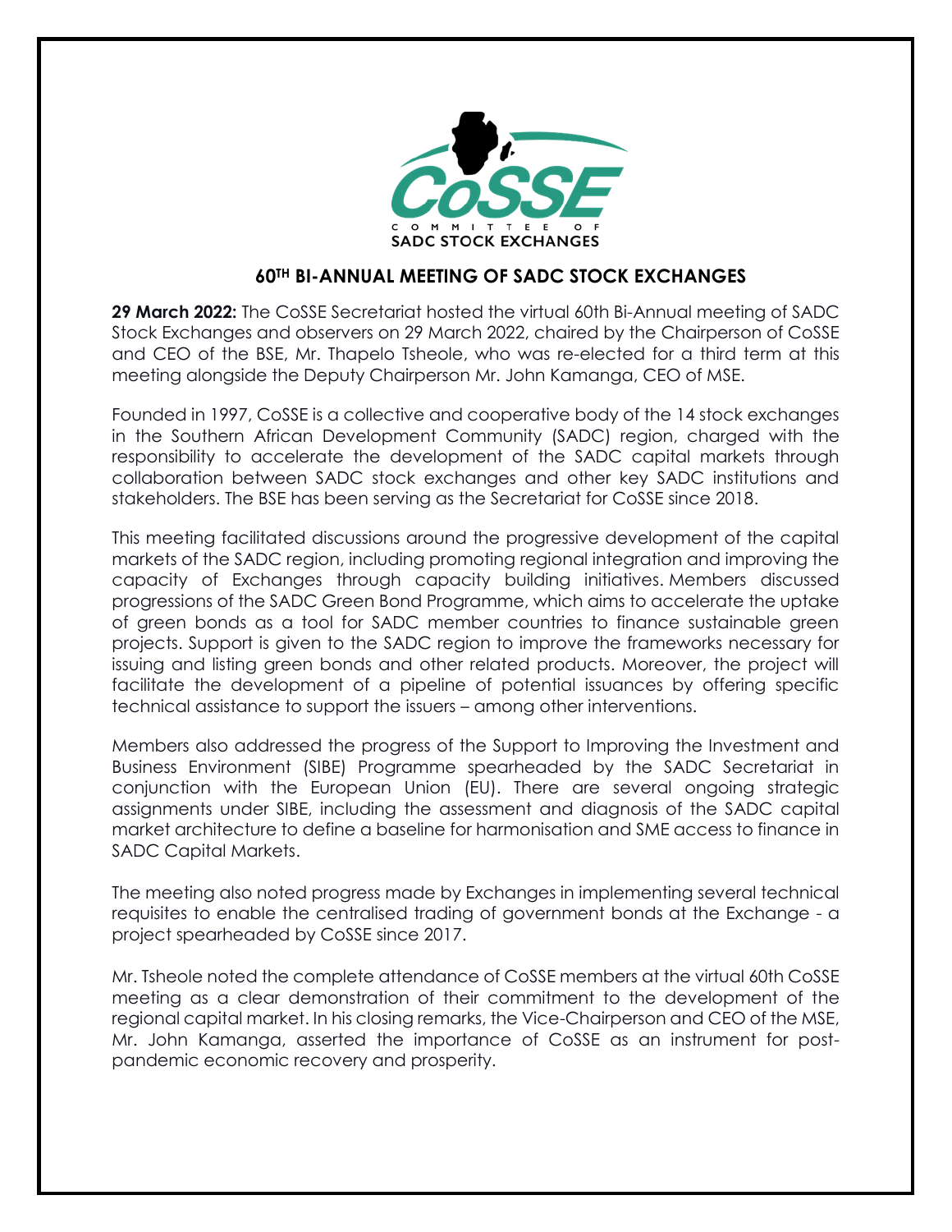CoSSE

COMMITTEE OF SADC STOCK EXCHANGES

## 60TH BI-ANNUAL MEETING OF SADC STOCK EXCHANGES

**29 March 2022:** The CoSSE Secretariat hosted the virtual 60th Bi-Annual meeting of SADC Stock Exchanges and observers on 29 March 2022, chaired by the Chairperson of CoSSE and CEO of the BSE, Mr. Thapelo Tsheole, who was re-elected for a third term at this meeting alongside the Deputy Chairperson Mr. John Kamanga, CEO of MSE.

Founded in 1997, CoSSE is a collective and cooperative body of the 14 stock exchanges in the Southern African Development Community (SADC) region, charged with the responsibility to accelerate the development of the SADC capital markets through collaboration between SADC stock exchanges and other key SADC institutions and stakeholders. The BSE has been serving as the Secretariat for CoSSE since 2018.

This meeting facilitated discussions around the progressive development of the capital markets of the SADC region, including promoting regional integration and improving the capacity of Exchanges through capacity building initiatives. Members discussed progressions of the SADC Green Bond Programme, which aims to accelerate the uptake of green bonds as a tool for SADC member countries to finance sustainable green projects. Support is given to the SADC region to improve the frameworks necessary for issuing and listing green bonds and other related products. Moreover, the project will facilitate the development of a pipeline of potential issuances by offering specific technical assistance to support the issuers – among other interventions.

Members also addressed the progress of the Support to Improving the Investment and Business Environment (SIBE) Programme spearheaded by the SADC Secretariat in conjunction with the European Union (EU). There are several ongoing strategic assignments under SIBE, including the assessment and diagnosis of the SADC capital market architecture to define a baseline for harmonisation and SME access to finance in SADC Capital Markets.

The meeting also noted progress made by Exchanges in implementing several technical requisites to enable the centralised trading of government bonds at the Exchange - a project spearheaded by CoSSE since 2017.

Mr. Tsheole noted the complete attendance of CoSSE members at the virtual 60th CoSSE meeting as a clear demonstration of their commitment to the development of the regional capital market. In his closing remarks, the Vice-Chairperson and CEO of the MSE, Mr. John Kamanga, asserted the importance of CoSSE as an instrument for post-pandemic economic recovery and prosperity.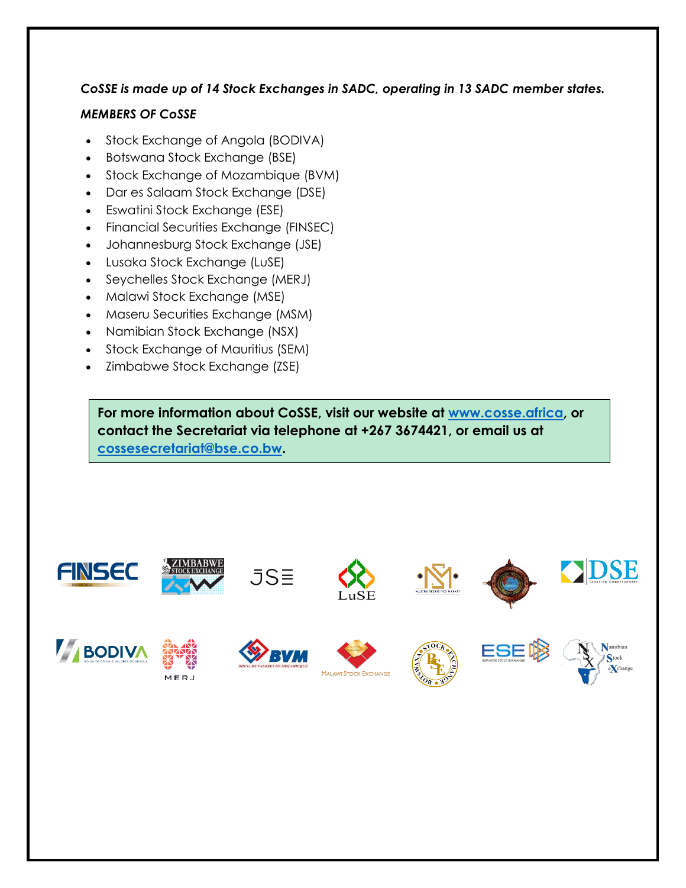***CoSSE is made up of 14 Stock Exchanges in SADC, operating in 13 SADC member states.***

***MEMBERS OF CoSSE***

- Stock Exchange of Angola (BODIVA)
- Botswana Stock Exchange (BSE)
- Stock Exchange of Mozambique (BVM)
- Dar es Salaam Stock Exchange (DSE)
- Eswatini Stock Exchange (ESE)
- Financial Securities Exchange (FINSEC)
- Johannesburg Stock Exchange (JSE)
- Lusaka Stock Exchange (LuSE)
- Seychelles Stock Exchange (MERJ)
- Malawi Stock Exchange (MSE)
- Maseru Securities Exchange (MSM)
- Namibian Stock Exchange (NSX)
- Stock Exchange of Mauritius (SEM)
- Zimbabwe Stock Exchange (ZSE)

**For more information about CoSSE, visit our website at [www.cosse.africa](http://www.cosse.africa), or contact the Secretariat via telephone at +267 3674421, or email us at [cossesecretariat@bse.co.bw](mailto:cossesecretariat@bse.co.bw).**